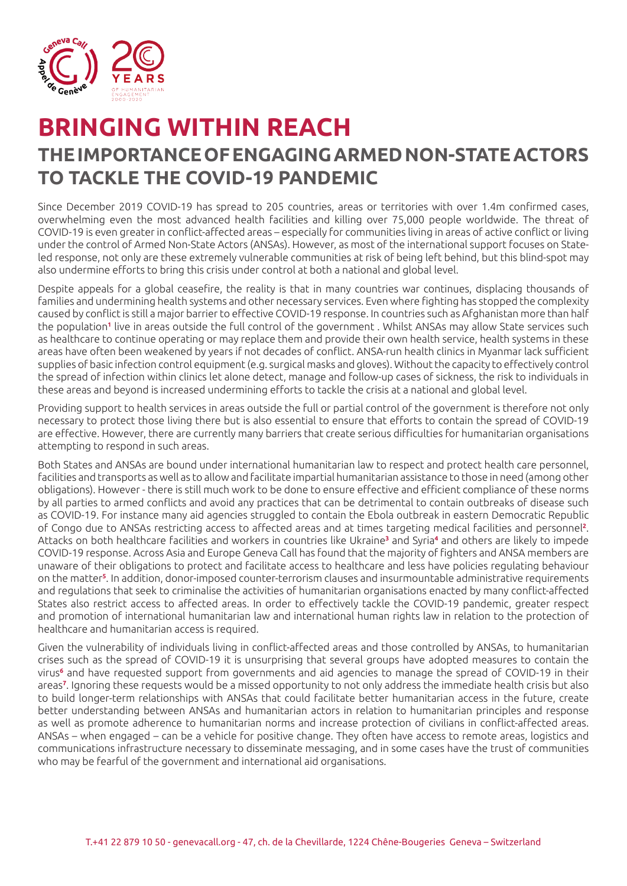# BRINGING WITHIN REACH

## THE IMPORTANCE OF ENGAGING ARMED NON-STATE ACTORS TO TACKLE THE COVID-19 PANDEMIC

Since December 2019 COVID-19 has spread to 205 countries, areas or territories with over 1.4m confirmed cases, overwhelming even the most advanced health facilities and killing over 75,000 people worldwide. The threat of COVID-19 is even greater in conflict-affected areas – especially for communities living in areas of active conflict or living under the control of Armed Non-State Actors (ANSAs). However, as most of the international support focuses on State-led response, not only are these extremely vulnerable communities at risk of being left behind, but this blind-spot may also undermine efforts to bring this crisis under control at both a national and global level.

Despite appeals for a global ceasefire, the reality is that in many countries war continues, displacing thousands of families and undermining health systems and other necessary services. Even where fighting has stopped the complexity caused by conflict is still a major barrier to effective COVID-19 response. In countries such as Afghanistan more than half the population[1] live in areas outside the full control of the government . Whilst ANSAs may allow State services such as healthcare to continue operating or may replace them and provide their own health service, health systems in these areas have often been weakened by years if not decades of conflict. ANSA-run health clinics in Myanmar lack sufficient supplies of basic infection control equipment (e.g. surgical masks and gloves). Without the capacity to effectively control the spread of infection within clinics let alone detect, manage and follow-up cases of sickness, the risk to individuals in these areas and beyond is increased undermining efforts to tackle the crisis at a national and global level.

Providing support to health services in areas outside the full or partial control of the government is therefore not only necessary to protect those living there but is also essential to ensure that efforts to contain the spread of COVID-19 are effective. However, there are currently many barriers that create serious difficulties for humanitarian organisations attempting to respond in such areas.

Both States and ANSAs are bound under international humanitarian law to respect and protect health care personnel, facilities and transports as well as to allow and facilitate impartial humanitarian assistance to those in need (among other obligations). However - there is still much work to be done to ensure effective and efficient compliance of these norms by all parties to armed conflicts and avoid any practices that can be detrimental to contain outbreaks of disease such as COVID-19. For instance many aid agencies struggled to contain the Ebola outbreak in eastern Democratic Republic of Congo due to ANSAs restricting access to affected areas and at times targeting medical facilities and personnel[2]. Attacks on both healthcare facilities and workers in countries like Ukraine[3] and Syria[4] and others are likely to impede COVID-19 response. Across Asia and Europe Geneva Call has found that the majority of fighters and ANSA members are unaware of their obligations to protect and facilitate access to healthcare and less have policies regulating behaviour on the matter[5]. In addition, donor-imposed counter-terrorism clauses and insurmountable administrative requirements and regulations that seek to criminalise the activities of humanitarian organisations enacted by many conflict-affected States also restrict access to affected areas. In order to effectively tackle the COVID-19 pandemic, greater respect and promotion of international humanitarian law and international human rights law in relation to the protection of healthcare and humanitarian access is required.

Given the vulnerability of individuals living in conflict-affected areas and those controlled by ANSAs, to humanitarian crises such as the spread of COVID-19 it is unsurprising that several groups have adopted measures to contain the virus[6] and have requested support from governments and aid agencies to manage the spread of COVID-19 in their areas[7]. Ignoring these requests would be a missed opportunity to not only address the immediate health crisis but also to build longer-term relationships with ANSAs that could facilitate better humanitarian access in the future, create better understanding between ANSAs and humanitarian actors in relation to humanitarian principles and response as well as promote adherence to humanitarian norms and increase protection of civilians in conflict-affected areas. ANSAs – when engaged – can be a vehicle for positive change. They often have access to remote areas, logistics and communications infrastructure necessary to disseminate messaging, and in some cases have the trust of communities who may be fearful of the government and international aid organisations.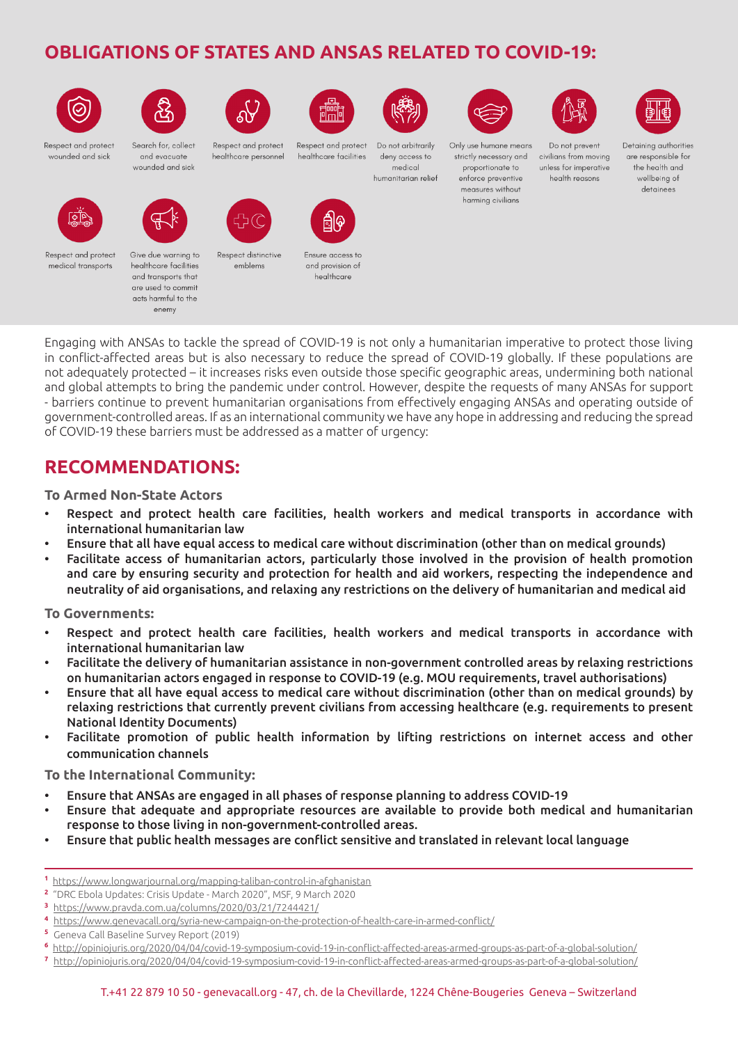## OBLIGATIONS OF STATES AND ANSAS RELATED TO COVID-19:

- Respect and protect wounded and sick
- Search for, collect and evacuate wounded and sick
- Respect and protect healthcare personnel
- Respect and protect healthcare facilities
- Do not arbitrarily deny access to medical humanitarian relief
- Only use humane means strictly necessary and proportionate to enforce preventive measures without harming civilians
- Do not prevent civilians from moving unless for imperative health reasons
- Detaining authorities are responsible for the health and wellbeing of detainees
- Respect and protect medical transports
- Give due warning to healthcare facilities and transports that are used to commit acts harmful to the enemy
- Respect distinctive emblems
- Ensure access to and provision of healthcare

Engaging with ANSAs to tackle the spread of COVID-19 is not only a humanitarian imperative to protect those living in conflict-affected areas but is also necessary to reduce the spread of COVID-19 globally. If these populations are not adequately protected – it increases risks even outside those specific geographic areas, undermining both national and global attempts to bring the pandemic under control. However, despite the requests of many ANSAs for support - barriers continue to prevent humanitarian organisations from effectively engaging ANSAs and operating outside of government-controlled areas. If as an international community we have any hope in addressing and reducing the spread of COVID-19 these barriers must be addressed as a matter of urgency:

## RECOMMENDATIONS:

### To Armed Non-State Actors

- **Respect and protect health care facilities, health workers and medical transports in accordance with international humanitarian law**
- **Ensure that all have equal access to medical care without discrimination (other than on medical grounds)**
- **Facilitate access of humanitarian actors, particularly those involved in the provision of health promotion and care by ensuring security and protection for health and aid workers, respecting the independence and neutrality of aid organisations, and relaxing any restrictions on the delivery of humanitarian and medical aid**

### To Governments:

- **Respect and protect health care facilities, health workers and medical transports in accordance with international humanitarian law**
- **Facilitate the delivery of humanitarian assistance in non-government controlled areas by relaxing restrictions on humanitarian actors engaged in response to COVID-19 (e.g. MOU requirements, travel authorisations)**
- **Ensure that all have equal access to medical care without discrimination (other than on medical grounds) by relaxing restrictions that currently prevent civilians from accessing healthcare (e.g. requirements to present National Identity Documents)**
- **Facilitate promotion of public health information by lifting restrictions on internet access and other communication channels**

### To the International Community:

- **Ensure that ANSAs are engaged in all phases of response planning to address COVID-19**
- **Ensure that adequate and appropriate resources are available to provide both medical and humanitarian response to those living in non-government-controlled areas.**
- **Ensure that public health messages are conflict sensitive and translated in relevant local language**

---

[1] https://www.longwarjournal.org/mapping-taliban-control-in-afghanistan
[2] "DRC Ebola Updates: Crisis Update - March 2020", MSF, 9 March 2020
[3] https://www.pravda.com.ua/columns/2020/03/21/7244421/
[4] https://www.genevacall.org/syria-new-campaign-on-the-protection-of-health-care-in-armed-conflict/
[5] Geneva Call Baseline Survey Report (2019)
[6] http://opiniojuris.org/2020/04/04/covid-19-symposium-covid-19-in-conflict-affected-areas-armed-groups-as-part-of-a-global-solution/
[7] http://opiniojuris.org/2020/04/04/covid-19-symposium-covid-19-in-conflict-affected-areas-armed-groups-as-part-of-a-global-solution/

T.+41 22 879 10 50 - genevacall.org - 47, ch. de la Chevillarde, 1224 Chêne-Bougeries Geneva – Switzerland